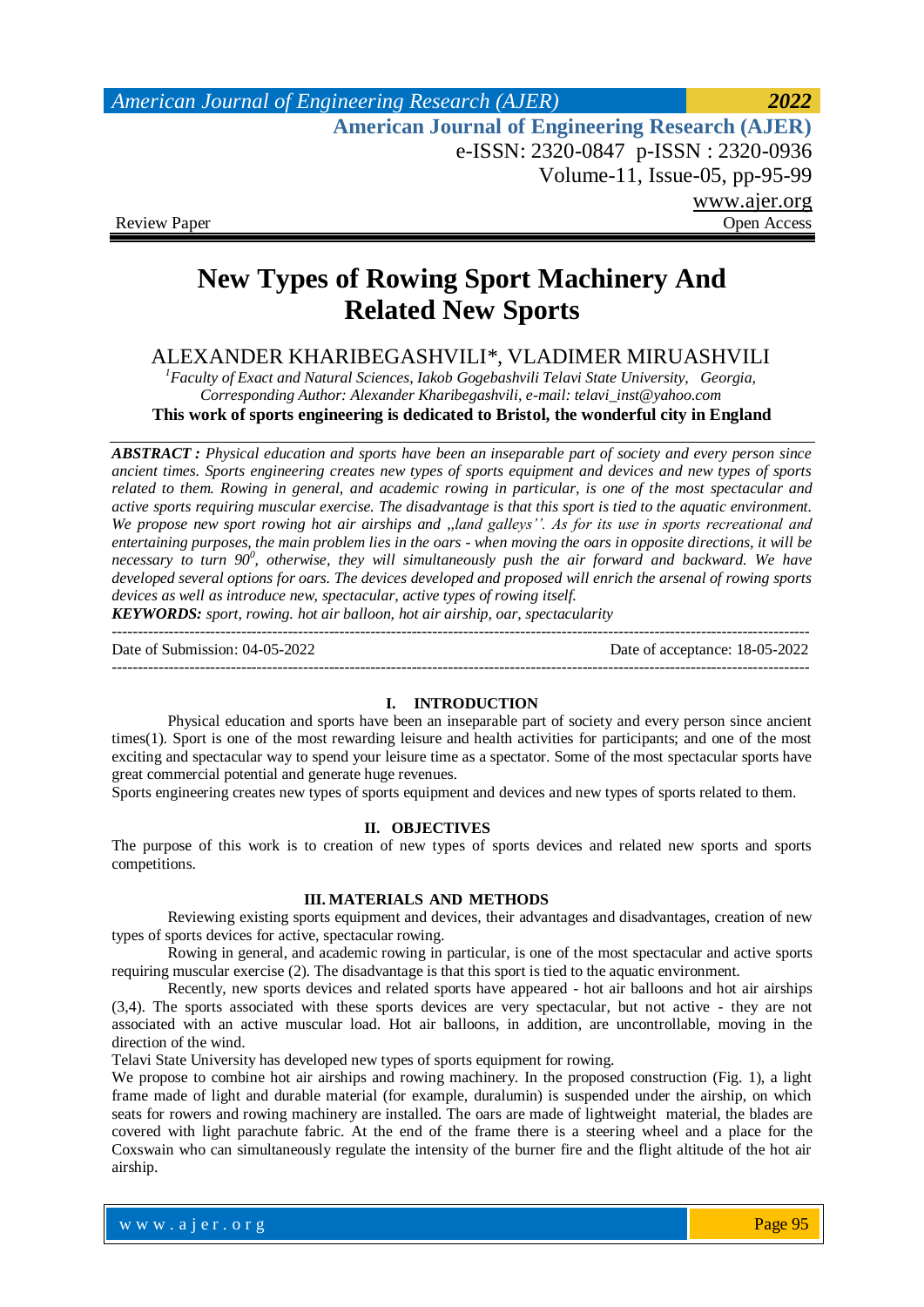Review Paper Open Access

# New Types of Rowing Sport Machinery And Related New Sports

ALEXANDER KHARIBEGASHVILI*, VLADIMER MIRUASHVILI

[1]*Faculty of Exact and Natural Sciences, Iakob Gogebashvili Telavi State University, Georgia,*
*Corresponding Author: Alexander Kharibegashvili, e-mail: telavi_inst@yahoo.com*

**This work of sports engineering is dedicated to Bristol, the wonderful city in England**

***ABSTRACT :*** *Physical education and sports have been an inseparable part of society and every person since ancient times. Sports engineering creates new types of sports equipment and devices and new types of sports related to them. Rowing in general, and academic rowing in particular, is one of the most spectacular and active sports requiring muscular exercise. The disadvantage is that this sport is tied to the aquatic environment. We propose new sport rowing hot air airships and ,,land galleys''. As for its use in sports recreational and entertaining purposes, the main problem lies in the oars - when moving the oars in opposite directions, it will be necessary to turn $90^0$, otherwise, they will simultaneously push the air forward and backward. We have developed several options for oars. The devices developed and proposed will enrich the arsenal of rowing sports devices as well as introduce new, spectacular, active types of rowing itself.*

***KEYWORDS:*** *sport, rowing. hot air balloon, hot air airship, oar, spectacularity*

---

Date of Submission: 04-05-2022 Date of acceptance: 18-05-2022

---

## I. INTRODUCTION

Physical education and sports have been an inseparable part of society and every person since ancient times(1). Sport is one of the most rewarding leisure and health activities for participants; and one of the most exciting and spectacular way to spend your leisure time as a spectator. Some of the most spectacular sports have great commercial potential and generate huge revenues.

Sports engineering creates new types of sports equipment and devices and new types of sports related to them.

## II. OBJECTIVES

The purpose of this work is to creation of new types of sports devices and related new sports and sports competitions.

## III. MATERIALS AND METHODS

Reviewing existing sports equipment and devices, their advantages and disadvantages, creation of new types of sports devices for active, spectacular rowing.

Rowing in general, and academic rowing in particular, is one of the most spectacular and active sports requiring muscular exercise (2). The disadvantage is that this sport is tied to the aquatic environment.

Recently, new sports devices and related sports have appeared - hot air balloons and hot air airships (3,4). The sports associated with these sports devices are very spectacular, but not active - they are not associated with an active muscular load. Hot air balloons, in addition, are uncontrollable, moving in the direction of the wind.

Telavi State University has developed new types of sports equipment for rowing.

We propose to combine hot air airships and rowing machinery. In the proposed construction (Fig. 1), a light frame made of light and durable material (for example, duralumin) is suspended under the airship, on which seats for rowers and rowing machinery are installed. The oars are made of lightweight material, the blades are covered with light parachute fabric. At the end of the frame there is a steering wheel and a place for the Coxswain who can simultaneously regulate the intensity of the burner fire and the flight altitude of the hot air airship.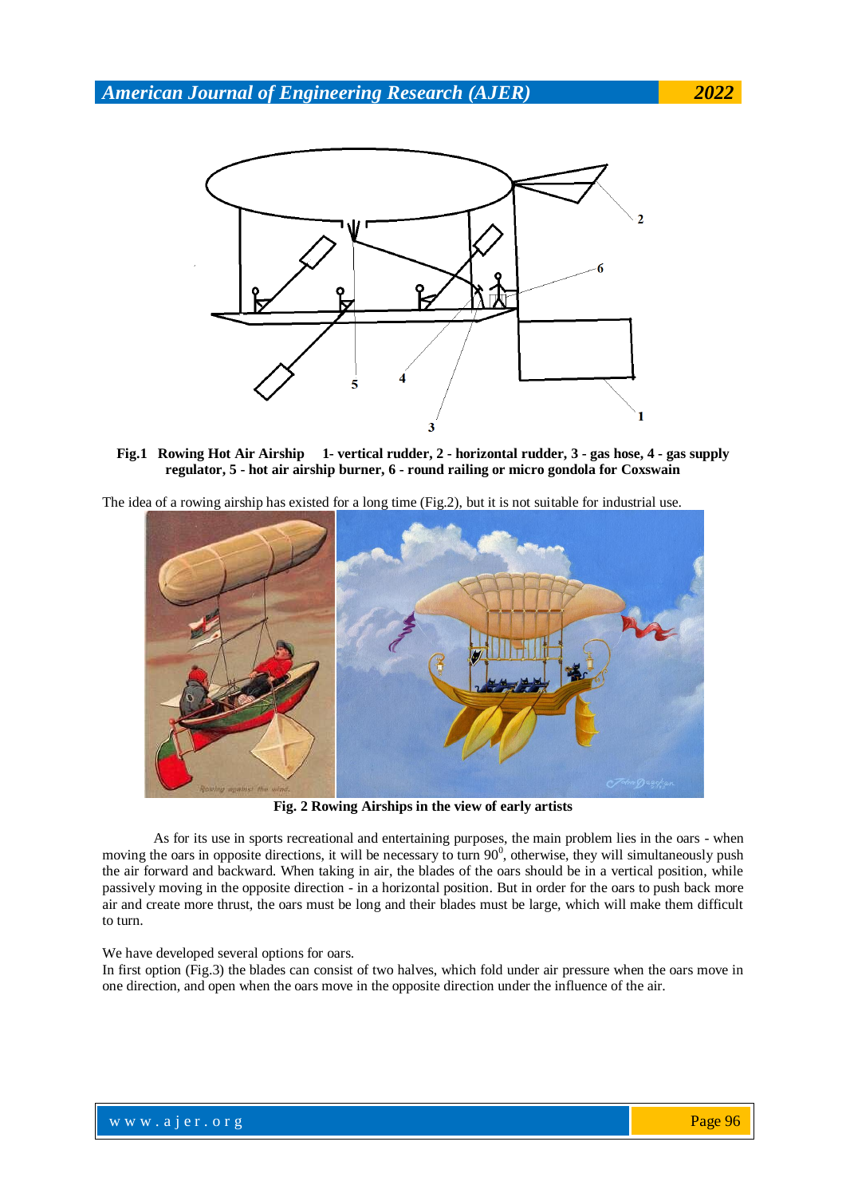**Fig.1 Rowing Hot Air Airship 1- vertical rudder, 2 - horizontal rudder, 3 - gas hose, 4 - gas supply regulator, 5 - hot air airship burner, 6 - round railing or micro gondola for Coxswain**

The idea of a rowing airship has existed for a long time (Fig.2), but it is not suitable for industrial use.

**Fig. 2 Rowing Airships in the view of early artists**

As for its use in sports recreational and entertaining purposes, the main problem lies in the oars - when moving the oars in opposite directions, it will be necessary to turn $90^0$, otherwise, they will simultaneously push the air forward and backward. When taking in air, the blades of the oars should be in a vertical position, while passively moving in the opposite direction - in a horizontal position. But in order for the oars to push back more air and create more thrust, the oars must be long and their blades must be large, which will make them difficult to turn.

We have developed several options for oars.

In first option (Fig.3) the blades can consist of two halves, which fold under air pressure when the oars move in one direction, and open when the oars move in the opposite direction under the influence of the air.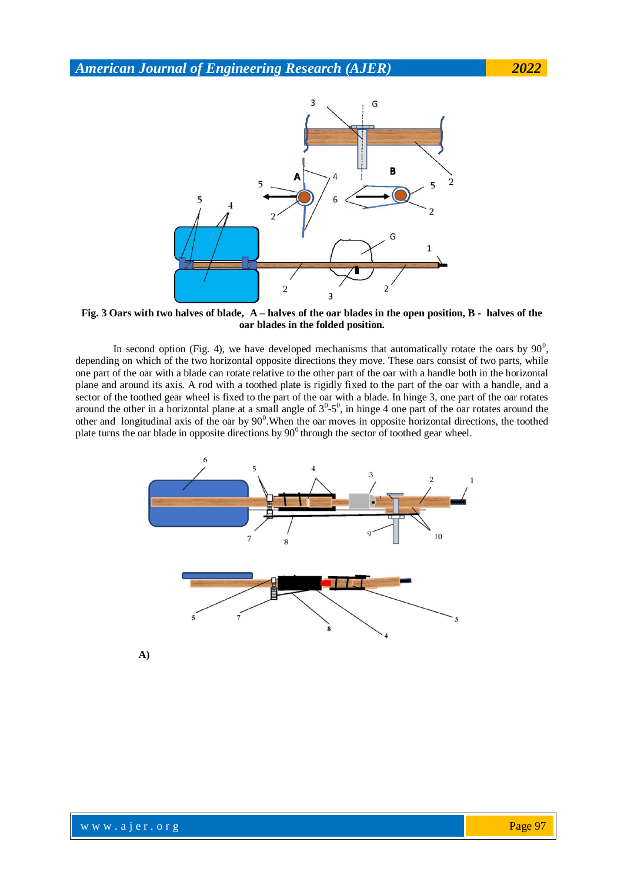**Fig. 3 Oars with two halves of blade, A – halves of the oar blades in the open position, B - halves of the oar blades in the folded position.**

In second option (Fig. 4), we have developed mechanisms that automatically rotate the oars by $90^0$, depending on which of the two horizontal opposite directions they move. These oars consist of two parts, while one part of the oar with a blade can rotate relative to the other part of the oar with a handle both in the horizontal plane and around its axis. A rod with a toothed plate is rigidly fixed to the part of the oar with a handle, and a sector of the toothed gear wheel is fixed to the part of the oar with a blade. In hinge 3, one part of the oar rotates around the other in a horizontal plane at a small angle of $3^0$-$5^0$, in hinge 4 one part of the oar rotates around the other and longitudinal axis of the oar by $90^0$.When the oar moves in opposite horizontal directions, the toothed plate turns the oar blade in opposite directions by $90^0$ through the sector of toothed gear wheel.

**A)**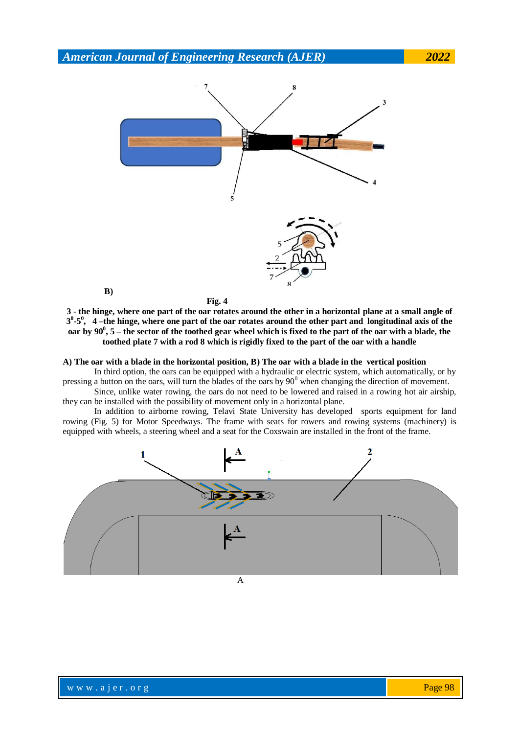B)

Fig. 4

**3 - the hinge, where one part of the oar rotates around the other in a horizontal plane at a small angle of $3^0$-$5^0$, 4 –the hinge, where one part of the oar rotates around the other part and longitudinal axis of the oar by $90^0$, 5 – the sector of the toothed gear wheel which is fixed to the part of the oar with a blade, the toothed plate 7 with a rod 8 which is rigidly fixed to the part of the oar with a handle**

**A) The oar with a blade in the horizontal position, B) The oar with a blade in the vertical position**

In third option, the oars can be equipped with a hydraulic or electric system, which automatically, or by pressing a button on the oars, will turn the blades of the oars by $90^0$ when changing the direction of movement.

Since, unlike water rowing, the oars do not need to be lowered and raised in a rowing hot air airship, they can be installed with the possibility of movement only in a horizontal plane.

In addition to airborne rowing, Telavi State University has developed sports equipment for land rowing (Fig. 5) for Motor Speedways. The frame with seats for rowers and rowing systems (machinery) is equipped with wheels, a steering wheel and a seat for the Coxswain are installed in the front of the frame.

A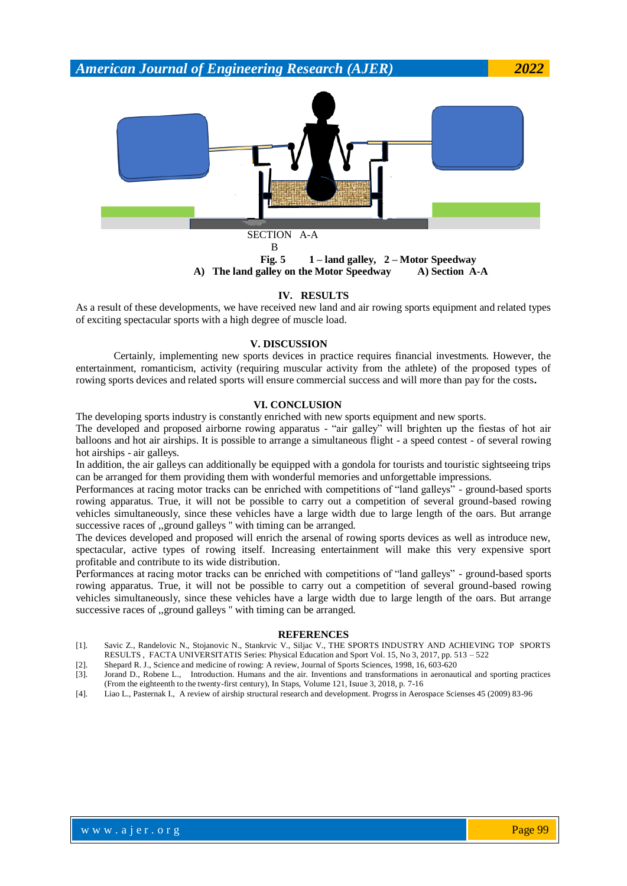SECTION A-A

B

**Fig. 5 1 – land galley, 2 – Motor Speedway**
**A) The land galley on the Motor Speedway A) Section A-A**

## IV. RESULTS

As a result of these developments, we have received new land and air rowing sports equipment and related types of exciting spectacular sports with a high degree of muscle load.

## V. DISCUSSION

Certainly, implementing new sports devices in practice requires financial investments. However, the entertainment, romanticism, activity (requiring muscular activity from the athlete) of the proposed types of rowing sports devices and related sports will ensure commercial success and will more than pay for the costs**.**

## VI. CONCLUSION

The developing sports industry is constantly enriched with new sports equipment and new sports.

The developed and proposed airborne rowing apparatus - "air galley" will brighten up the fiestas of hot air balloons and hot air airships. It is possible to arrange a simultaneous flight - a speed contest - of several rowing hot airships - air galleys.

In addition, the air galleys can additionally be equipped with a gondola for tourists and touristic sightseeing trips can be arranged for them providing them with wonderful memories and unforgettable impressions.

Performances at racing motor tracks can be enriched with competitions of "land galleys" - ground-based sports rowing apparatus. True, it will not be possible to carry out a competition of several ground-based rowing vehicles simultaneously, since these vehicles have a large width due to large length of the oars. But arrange successive races of ,,ground galleys " with timing can be arranged.

The devices developed and proposed will enrich the arsenal of rowing sports devices as well as introduce new, spectacular, active types of rowing itself. Increasing entertainment will make this very expensive sport profitable and contribute to its wide distribution.

Performances at racing motor tracks can be enriched with competitions of "land galleys" - ground-based sports rowing apparatus. True, it will not be possible to carry out a competition of several ground-based rowing vehicles simultaneously, since these vehicles have a large width due to large length of the oars. But arrange successive races of ,,ground galleys " with timing can be arranged.

## REFERENCES

[1]. Savic Z., Randelovic N., Stojanovic N., Stankrvic V., Siljac V., THE SPORTS INDUSTRY AND ACHIEVING TOP SPORTS RESULTS , FACTA UNIVERSITATIS Series: Physical Education and Sport Vol. 15, No 3, 2017, pp. 513 – 522

[2]. Shepard R. J., Science and medicine of rowing: A review, Journal of Sports Sciences, 1998, 16, 603-620

[3]. Jorand D., Robene L., Introduction. Humans and the air. Inventions and transformations in aeronautical and sporting practices (From the eighteenth to the twenty-first century), In Staps, Volume 121, Isuue 3, 2018, p. 7-16

[4]. Liao L., Pasternak I., A review of airship structural research and development. Progrss in Aerospace Scienses 45 (2009) 83-96